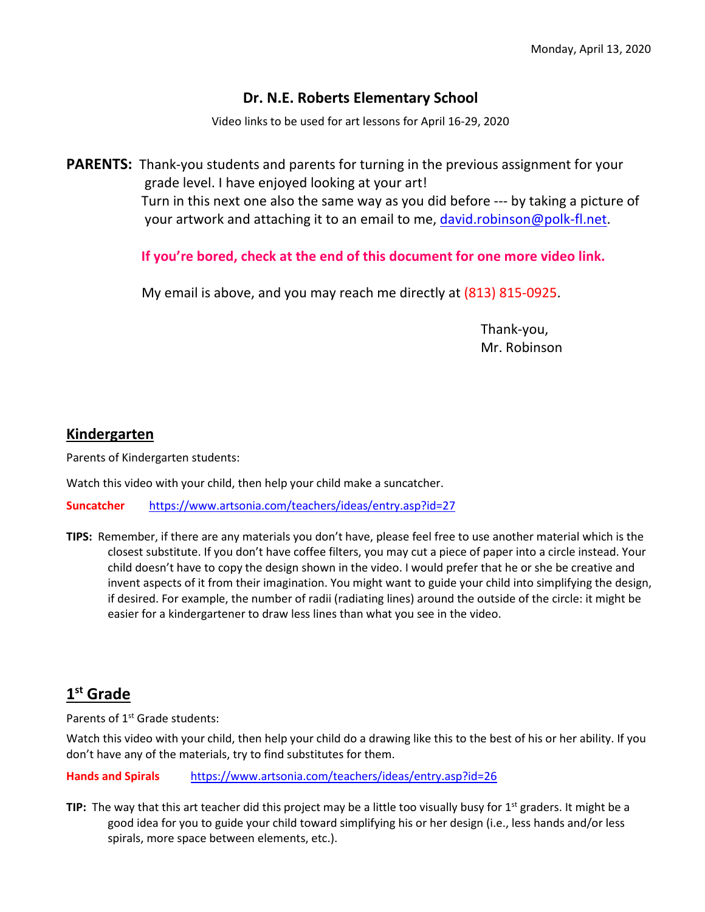Monday, April 13, 2020

# Dr. N.E. Roberts Elementary School

Video links to be used for art lessons for April 16-29, 2020

**PARENTS:** Thank-you students and parents for turning in the previous assignment for your grade level. I have enjoyed looking at your art!
Turn in this next one also the same way as you did before --- by taking a picture of your artwork and attaching it to an email to me, david.robinson@polk-fl.net.

**If you're bored, check at the end of this document for one more video link.**

My email is above, and you may reach me directly at (813) 815-0925.

Thank-you,
Mr. Robinson

## Kindergarten

Parents of Kindergarten students:

Watch this video with your child, then help your child make a suncatcher.

**Suncatcher** https://www.artsonia.com/teachers/ideas/entry.asp?id=27

**TIPS:** Remember, if there are any materials you don't have, please feel free to use another material which is the closest substitute. If you don't have coffee filters, you may cut a piece of paper into a circle instead. Your child doesn't have to copy the design shown in the video. I would prefer that he or she be creative and invent aspects of it from their imagination. You might want to guide your child into simplifying the design, if desired. For example, the number of radii (radiating lines) around the outside of the circle: it might be easier for a kindergartener to draw less lines than what you see in the video.

## 1st Grade

Parents of 1st Grade students:

Watch this video with your child, then help your child do a drawing like this to the best of his or her ability. If you don't have any of the materials, try to find substitutes for them.

**Hands and Spirals** https://www.artsonia.com/teachers/ideas/entry.asp?id=26

**TIP:** The way that this art teacher did this project may be a little too visually busy for 1st graders. It might be a good idea for you to guide your child toward simplifying his or her design (i.e., less hands and/or less spirals, more space between elements, etc.).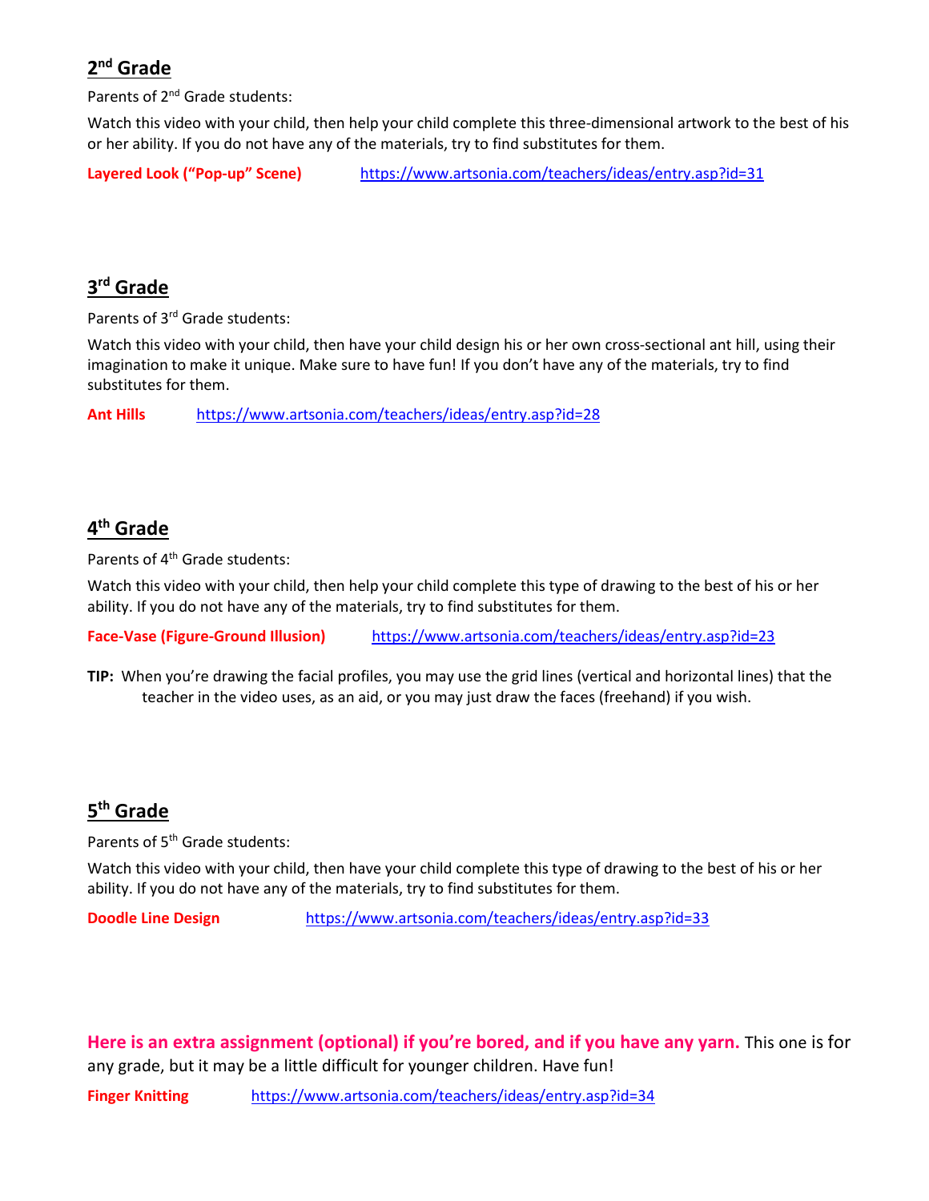## 2nd Grade

Parents of 2nd Grade students:

Watch this video with your child, then help your child complete this three-dimensional artwork to the best of his or her ability. If you do not have any of the materials, try to find substitutes for them.

**Layered Look ("Pop-up" Scene)** https://www.artsonia.com/teachers/ideas/entry.asp?id=31

## 3rd Grade

Parents of 3rd Grade students:

Watch this video with your child, then have your child design his or her own cross-sectional ant hill, using their imagination to make it unique. Make sure to have fun! If you don't have any of the materials, try to find substitutes for them.

**Ant Hills** https://www.artsonia.com/teachers/ideas/entry.asp?id=28

## 4th Grade

Parents of 4th Grade students:

Watch this video with your child, then help your child complete this type of drawing to the best of his or her ability. If you do not have any of the materials, try to find substitutes for them.

**Face-Vase (Figure-Ground Illusion)** https://www.artsonia.com/teachers/ideas/entry.asp?id=23

**TIP:** When you're drawing the facial profiles, you may use the grid lines (vertical and horizontal lines) that the teacher in the video uses, as an aid, or you may just draw the faces (freehand) if you wish.

## 5th Grade

Parents of 5th Grade students:

Watch this video with your child, then have your child complete this type of drawing to the best of his or her ability. If you do not have any of the materials, try to find substitutes for them.

**Doodle Line Design** https://www.artsonia.com/teachers/ideas/entry.asp?id=33

**Here is an extra assignment (optional) if you're bored, and if you have any yarn.** This one is for any grade, but it may be a little difficult for younger children. Have fun!

**Finger Knitting** https://www.artsonia.com/teachers/ideas/entry.asp?id=34